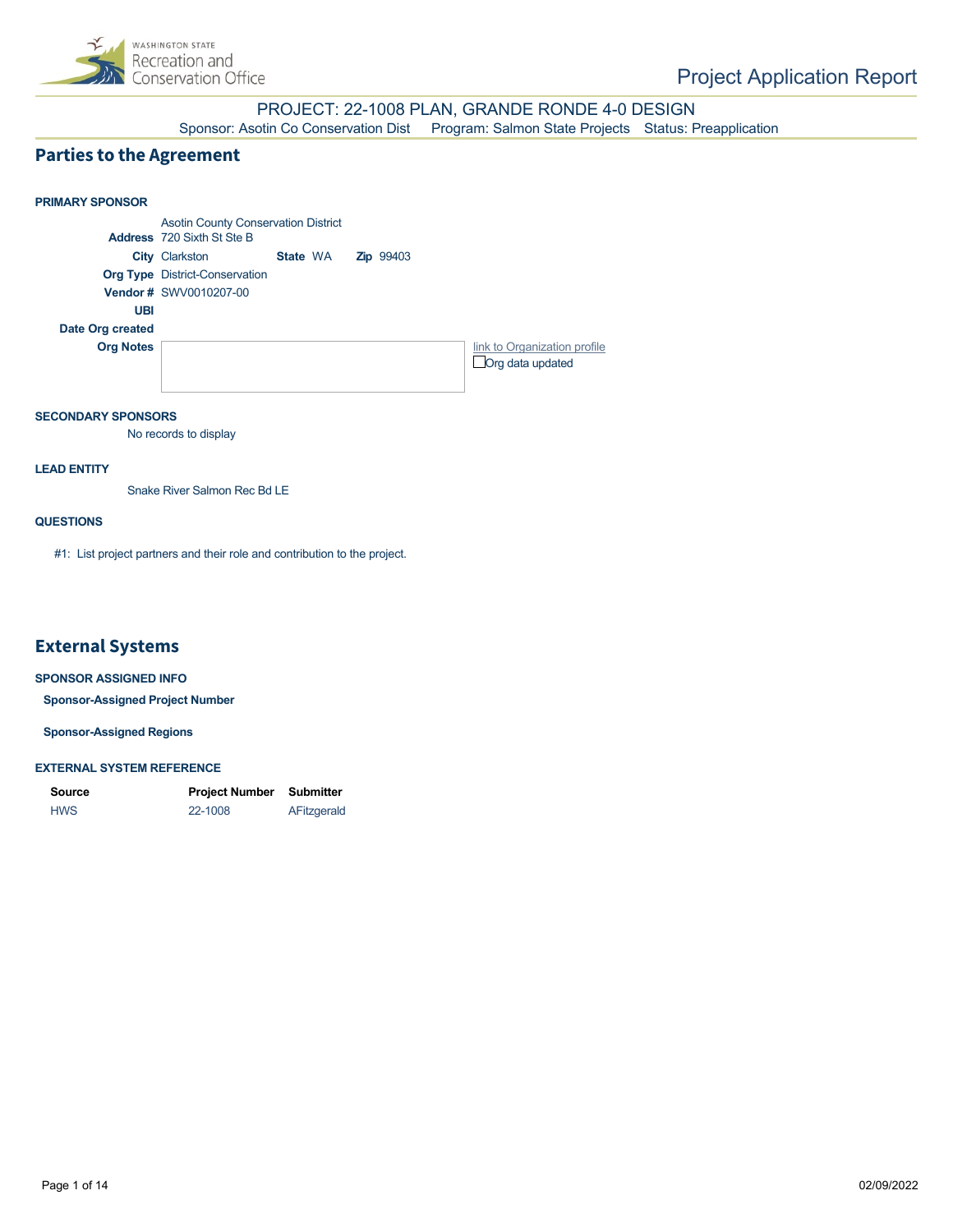# Project Application Report

PROJECT: 22-1008 PLAN, GRANDE RONDE 4-0 DESIGN

Sponsor: Asotin Co Conservation Dist     Program: Salmon State Projects     Status: Preapplication

## Parties to the Agreement

**PRIMARY SPONSOR**

Asotin County Conservation District

**Address** 720 Sixth St Ste B

**City** Clarkston     **State** WA     **Zip** 99403

**Org Type** District-Conservation

**Vendor #** SWV0010207-00

**UBI**

**Date Org created**

**Org Notes**

link to Organization profile

☐ Org data updated

**SECONDARY SPONSORS**

No records to display

**LEAD ENTITY**

Snake River Salmon Rec Bd LE

**QUESTIONS**

#1: List project partners and their role and contribution to the project.

## External Systems

**SPONSOR ASSIGNED INFO**

**Sponsor-Assigned Project Number**

**Sponsor-Assigned Regions**

**EXTERNAL SYSTEM REFERENCE**

| Source | Project Number | Submitter |
| --- | --- | --- |
| HWS | 22-1008 | AFitzgerald |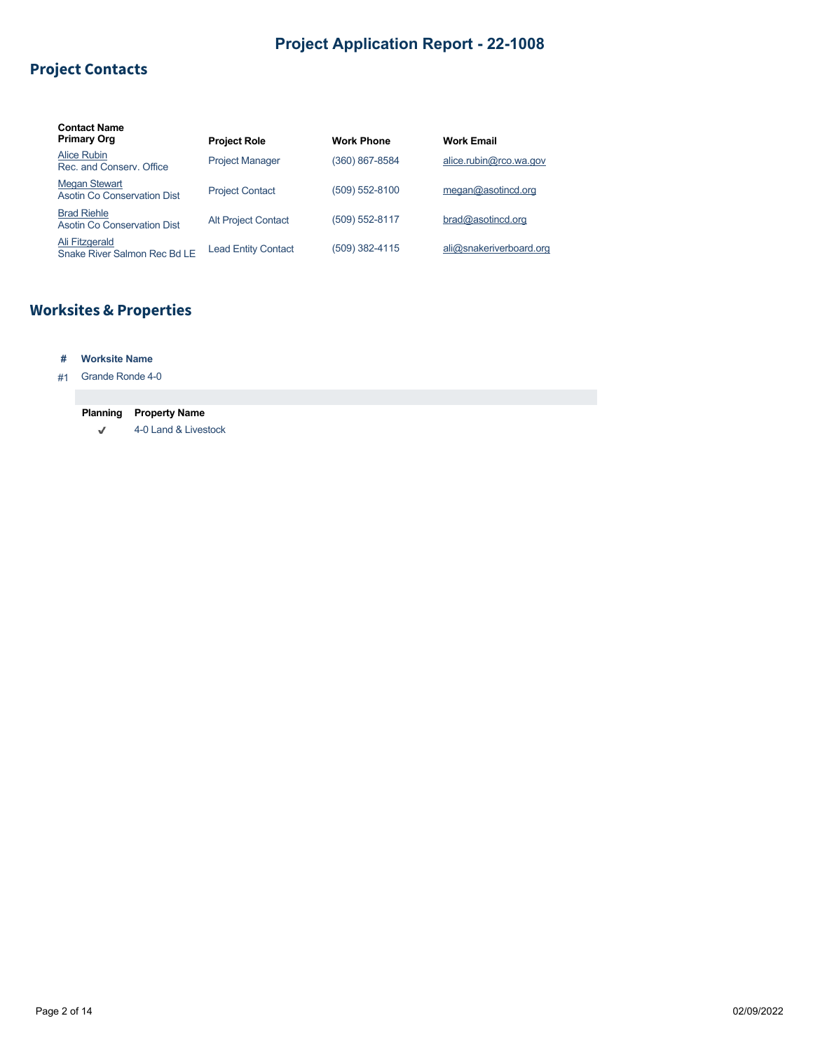# Project Application Report - 22-1008

## Project Contacts

| Contact Name<br>Primary Org | Project Role | Work Phone | Work Email |
|---|---|---|---|
| Alice Rubin<br>Rec. and Conserv. Office | Project Manager | (360) 867-8584 | alice.rubin@rco.wa.gov |
| Megan Stewart<br>Asotin Co Conservation Dist | Project Contact | (509) 552-8100 | megan@asotincd.org |
| Brad Riehle<br>Asotin Co Conservation Dist | Alt Project Contact | (509) 552-8117 | brad@asotincd.org |
| Ali Fitzgerald<br>Snake River Salmon Rec Bd LE | Lead Entity Contact | (509) 382-4115 | ali@snakeriverboard.org |

## Worksites & Properties

| # | Worksite Name |
|---|---|
| #1 | Grande Ronde 4-0 |

| Planning | Property Name |
|---|---|
| ✔ | 4-0 Land & Livestock |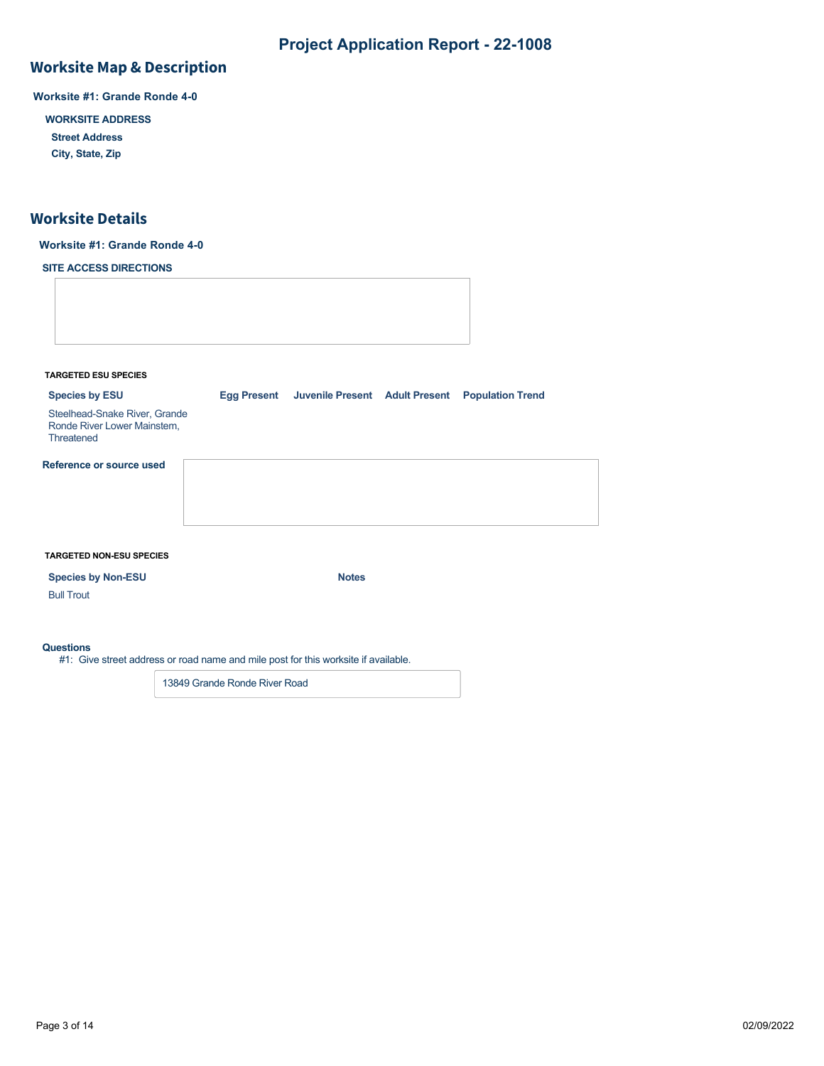# Project Application Report - 22-1008

## Worksite Map & Description

**Worksite #1: Grande Ronde 4-0**

**WORKSITE ADDRESS**

**Street Address**

**City, State, Zip**

## Worksite Details

**Worksite #1: Grande Ronde 4-0**

**SITE ACCESS DIRECTIONS**

**TARGETED ESU SPECIES**

| Species by ESU | Egg Present | Juvenile Present | Adult Present | Population Trend |
|---|---|---|---|---|
| Steelhead-Snake River, Grande Ronde River Lower Mainstem, Threatened | | | | |

**Reference or source used**

**TARGETED NON-ESU SPECIES**

| Species by Non-ESU | Notes |
|---|---|
| Bull Trout | |

**Questions**

#1: Give street address or road name and mile post for this worksite if available.

13849 Grande Ronde River Road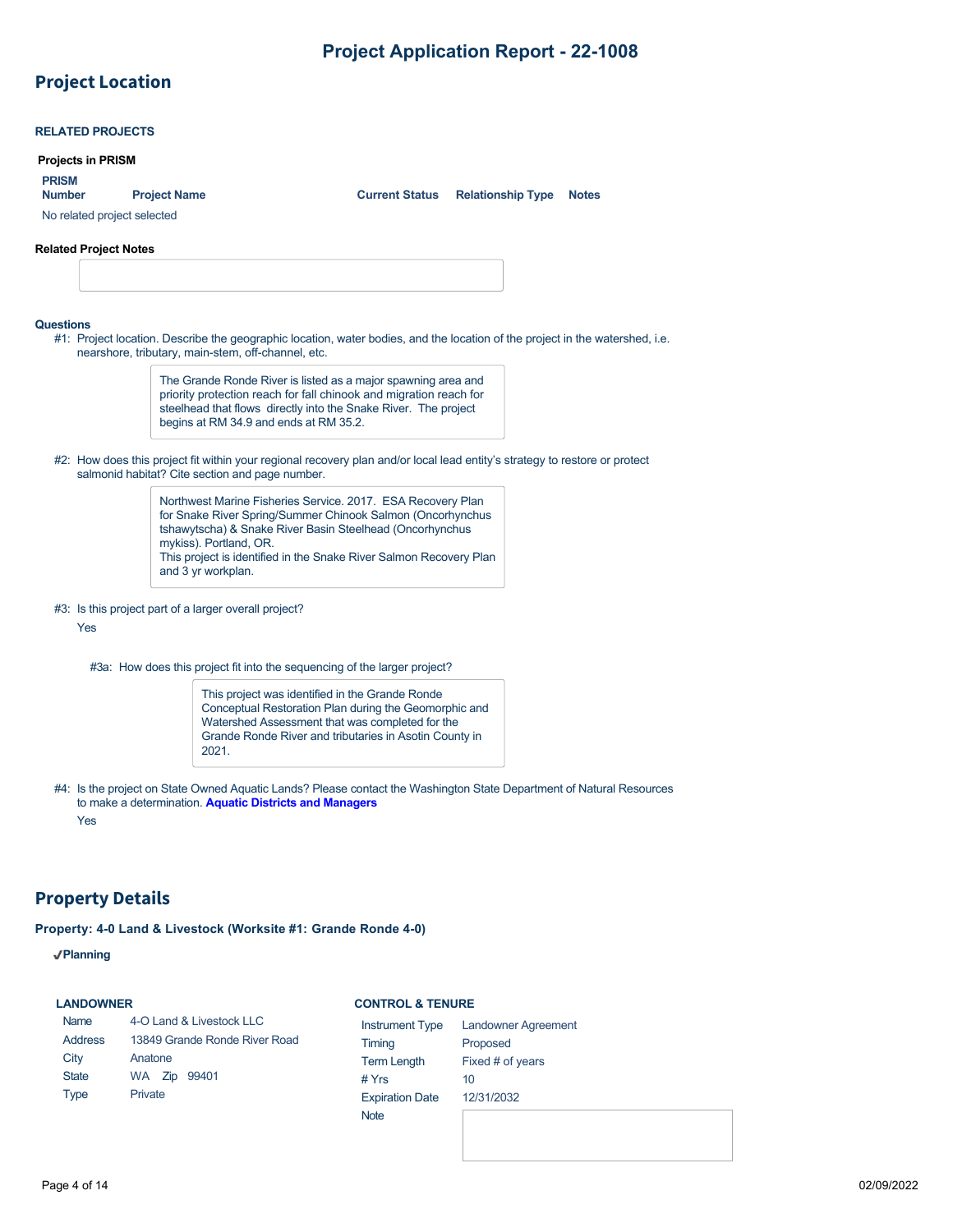# Project Application Report - 22-1008

## Project Location

### RELATED PROJECTS

**Projects in PRISM**

| PRISM Number | Project Name | Current Status | Relationship Type | Notes |
|---|---|---|---|---|
| No related project selected | | | | |

**Related Project Notes**

### Questions

#1: Project location. Describe the geographic location, water bodies, and the location of the project in the watershed, i.e. nearshore, tributary, main-stem, off-channel, etc.

> The Grande Ronde River is listed as a major spawning area and priority protection reach for fall chinook and migration reach for steelhead that flows directly into the Snake River. The project begins at RM 34.9 and ends at RM 35.2.

#2: How does this project fit within your regional recovery plan and/or local lead entity's strategy to restore or protect salmonid habitat? Cite section and page number.

> Northwest Marine Fisheries Service. 2017. ESA Recovery Plan for Snake River Spring/Summer Chinook Salmon (Oncorhynchus tshawytscha) & Snake River Basin Steelhead (Oncorhynchus mykiss). Portland, OR.
> This project is identified in the Snake River Salmon Recovery Plan and 3 yr workplan.

#3: Is this project part of a larger overall project?

Yes

#3a: How does this project fit into the sequencing of the larger project?

> This project was identified in the Grande Ronde Conceptual Restoration Plan during the Geomorphic and Watershed Assessment that was completed for the Grande Ronde River and tributaries in Asotin County in 2021.

#4: Is the project on State Owned Aquatic Lands? Please contact the Washington State Department of Natural Resources to make a determination. **Aquatic Districts and Managers**

Yes

## Property Details

**Property: 4-0 Land & Livestock (Worksite #1: Grande Ronde 4-0)**

✔**Planning**

**LANDOWNER**

| | |
|---|---|
| Name | 4-O Land & Livestock LLC |
| Address | 13849 Grande Ronde River Road |
| City | Anatone |
| State | WA Zip 99401 |
| Type | Private |

**CONTROL & TENURE**

| | |
|---|---|
| Instrument Type | Landowner Agreement |
| Timing | Proposed |
| Term Length | Fixed # of years |
| # Yrs | 10 |
| Expiration Date | 12/31/2032 |
| Note | |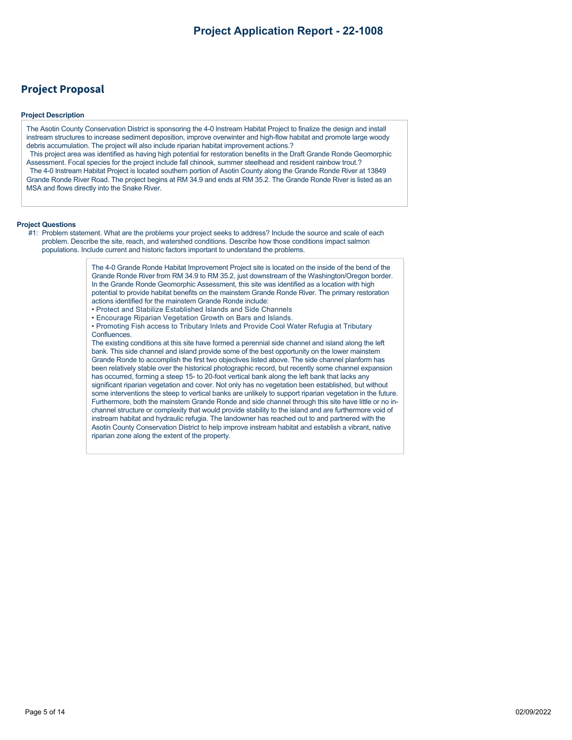## Project Proposal

### Project Description

The Asotin County Conservation District is sponsoring the 4-0 Instream Habitat Project to finalize the design and install instream structures to increase sediment deposition, improve overwinter and high-flow habitat and promote large woody debris accumulation. The project will also include riparian habitat improvement actions.?

This project area was identified as having high potential for restoration benefits in the Draft Grande Ronde Geomorphic Assessment. Focal species for the project include fall chinook, summer steelhead and resident rainbow trout.?

The 4-0 Instream Habitat Project is located southern portion of Asotin County along the Grande Ronde River at 13849 Grande Ronde River Road. The project begins at RM 34.9 and ends at RM 35.2. The Grande Ronde River is listed as an MSA and flows directly into the Snake River.

### Project Questions

#1: Problem statement. What are the problems your project seeks to address? Include the source and scale of each problem. Describe the site, reach, and watershed conditions. Describe how those conditions impact salmon populations. Include current and historic factors important to understand the problems.

The 4-0 Grande Ronde Habitat Improvement Project site is located on the inside of the bend of the Grande Ronde River from RM 34.9 to RM 35.2, just downstream of the Washington/Oregon border. In the Grande Ronde Geomorphic Assessment, this site was identified as a location with high potential to provide habitat benefits on the mainstem Grande Ronde River. The primary restoration actions identified for the mainstem Grande Ronde include:

- Protect and Stabilize Established Islands and Side Channels
- Encourage Riparian Vegetation Growth on Bars and Islands.
- Promoting Fish access to Tributary Inlets and Provide Cool Water Refugia at Tributary Confluences.

The existing conditions at this site have formed a perennial side channel and island along the left bank. This side channel and island provide some of the best opportunity on the lower mainstem Grande Ronde to accomplish the first two objectives listed above. The side channel planform has been relatively stable over the historical photographic record, but recently some channel expansion has occurred, forming a steep 15- to 20-foot vertical bank along the left bank that lacks any significant riparian vegetation and cover. Not only has no vegetation been established, but without some interventions the steep to vertical banks are unlikely to support riparian vegetation in the future. Furthermore, both the mainstem Grande Ronde and side channel through this site have little or no in-channel structure or complexity that would provide stability to the island and are furthermore void of instream habitat and hydraulic refugia. The landowner has reached out to and partnered with the Asotin County Conservation District to help improve instream habitat and establish a vibrant, native riparian zone along the extent of the property.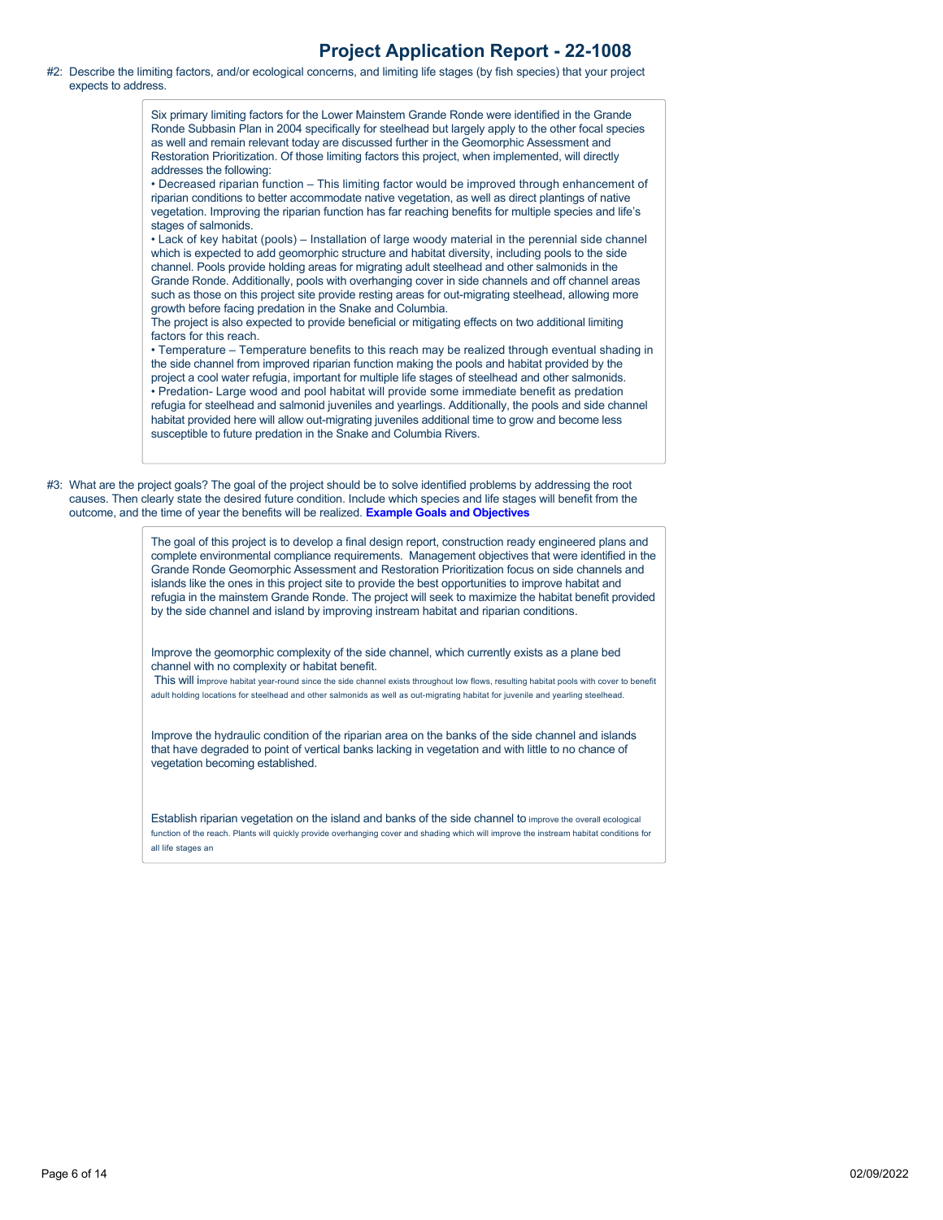## Project Application Report - 22-1008

#2: Describe the limiting factors, and/or ecological concerns, and limiting life stages (by fish species) that your project expects to address.

Six primary limiting factors for the Lower Mainstem Grande Ronde were identified in the Grande Ronde Subbasin Plan in 2004 specifically for steelhead but largely apply to the other focal species as well and remain relevant today are discussed further in the Geomorphic Assessment and Restoration Prioritization. Of those limiting factors this project, when implemented, will directly addresses the following:

• Decreased riparian function – This limiting factor would be improved through enhancement of riparian conditions to better accommodate native vegetation, as well as direct plantings of native vegetation. Improving the riparian function has far reaching benefits for multiple species and life's stages of salmonids.

• Lack of key habitat (pools) – Installation of large woody material in the perennial side channel which is expected to add geomorphic structure and habitat diversity, including pools to the side channel. Pools provide holding areas for migrating adult steelhead and other salmonids in the Grande Ronde. Additionally, pools with overhanging cover in side channels and off channel areas such as those on this project site provide resting areas for out-migrating steelhead, allowing more growth before facing predation in the Snake and Columbia.

The project is also expected to provide beneficial or mitigating effects on two additional limiting factors for this reach.

• Temperature – Temperature benefits to this reach may be realized through eventual shading in the side channel from improved riparian function making the pools and habitat provided by the project a cool water refugia, important for multiple life stages of steelhead and other salmonids.

• Predation- Large wood and pool habitat will provide some immediate benefit as predation refugia for steelhead and salmonid juveniles and yearlings. Additionally, the pools and side channel habitat provided here will allow out-migrating juveniles additional time to grow and become less susceptible to future predation in the Snake and Columbia Rivers.

#3: What are the project goals? The goal of the project should be to solve identified problems by addressing the root causes. Then clearly state the desired future condition. Include which species and life stages will benefit from the outcome, and the time of year the benefits will be realized. **Example Goals and Objectives**

The goal of this project is to develop a final design report, construction ready engineered plans and complete environmental compliance requirements. Management objectives that were identified in the Grande Ronde Geomorphic Assessment and Restoration Prioritization focus on side channels and islands like the ones in this project site to provide the best opportunities to improve habitat and refugia in the mainstem Grande Ronde. The project will seek to maximize the habitat benefit provided by the side channel and island by improving instream habitat and riparian conditions.

Improve the geomorphic complexity of the side channel, which currently exists as a plane bed channel with no complexity or habitat benefit.

This will improve habitat year-round since the side channel exists throughout low flows, resulting habitat pools with cover to benefit adult holding locations for steelhead and other salmonids as well as out-migrating habitat for juvenile and yearling steelhead.

Improve the hydraulic condition of the riparian area on the banks of the side channel and islands that have degraded to point of vertical banks lacking in vegetation and with little to no chance of vegetation becoming established.

Establish riparian vegetation on the island and banks of the side channel to improve the overall ecological function of the reach. Plants will quickly provide overhanging cover and shading which will improve the instream habitat conditions for all life stages an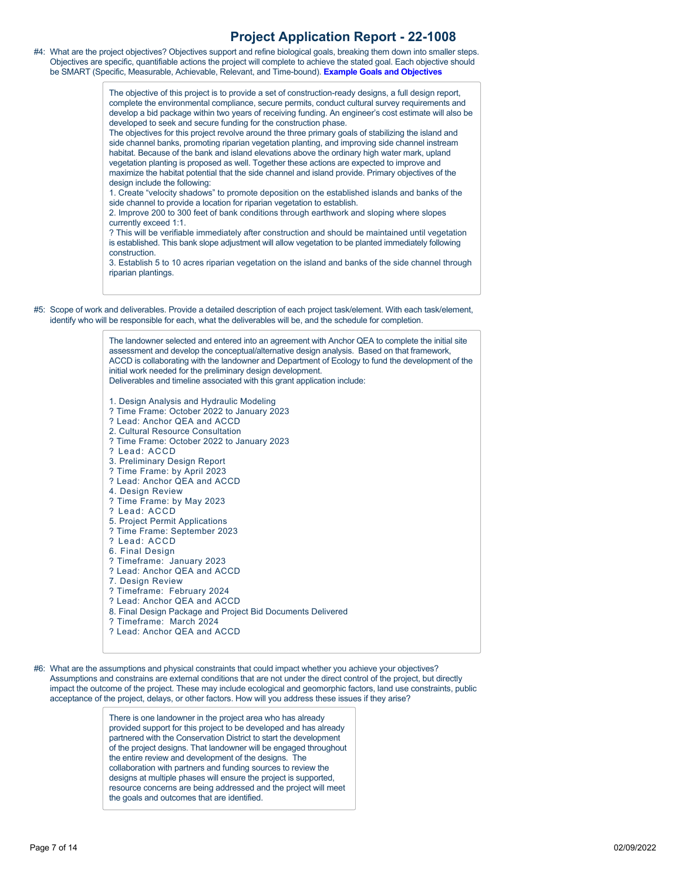# Project Application Report - 22-1008

#4: What are the project objectives? Objectives support and refine biological goals, breaking them down into smaller steps. Objectives are specific, quantifiable actions the project will complete to achieve the stated goal. Each objective should be SMART (Specific, Measurable, Achievable, Relevant, and Time-bound). **Example Goals and Objectives**

> The objective of this project is to provide a set of construction-ready designs, a full design report, complete the environmental compliance, secure permits, conduct cultural survey requirements and develop a bid package within two years of receiving funding. An engineer's cost estimate will also be developed to seek and secure funding for the construction phase.
> The objectives for this project revolve around the three primary goals of stabilizing the island and side channel banks, promoting riparian vegetation planting, and improving side channel instream habitat. Because of the bank and island elevations above the ordinary high water mark, upland vegetation planting is proposed as well. Together these actions are expected to improve and maximize the habitat potential that the side channel and island provide. Primary objectives of the design include the following:
> 1. Create "velocity shadows" to promote deposition on the established islands and banks of the side channel to provide a location for riparian vegetation to establish.
> 2. Improve 200 to 300 feet of bank conditions through earthwork and sloping where slopes currently exceed 1:1.
> ? This will be verifiable immediately after construction and should be maintained until vegetation is established. This bank slope adjustment will allow vegetation to be planted immediately following construction.
> 3. Establish 5 to 10 acres riparian vegetation on the island and banks of the side channel through riparian plantings.

#5: Scope of work and deliverables. Provide a detailed description of each project task/element. With each task/element, identify who will be responsible for each, what the deliverables will be, and the schedule for completion.

> The landowner selected and entered into an agreement with Anchor QEA to complete the initial site assessment and develop the conceptual/alternative design analysis. Based on that framework, ACCD is collaborating with the landowner and Department of Ecology to fund the development of the initial work needed for the preliminary design development.
> Deliverables and timeline associated with this grant application include:
>
> 1. Design Analysis and Hydraulic Modeling
> ? Time Frame: October 2022 to January 2023
> ? Lead: Anchor QEA and ACCD
> 2. Cultural Resource Consultation
> ? Time Frame: October 2022 to January 2023
> ? Lead: ACCD
> 3. Preliminary Design Report
> ? Time Frame: by April 2023
> ? Lead: Anchor QEA and ACCD
> 4. Design Review
> ? Time Frame: by May 2023
> ? Lead: ACCD
> 5. Project Permit Applications
> ? Time Frame: September 2023
> ? Lead: ACCD
> 6. Final Design
> ? Timeframe: January 2023
> ? Lead: Anchor QEA and ACCD
> 7. Design Review
> ? Timeframe: February 2024
> ? Lead: Anchor QEA and ACCD
> 8. Final Design Package and Project Bid Documents Delivered
> ? Timeframe: March 2024
> ? Lead: Anchor QEA and ACCD

#6: What are the assumptions and physical constraints that could impact whether you achieve your objectives? Assumptions and constrains are external conditions that are not under the direct control of the project, but directly impact the outcome of the project. These may include ecological and geomorphic factors, land use constraints, public acceptance of the project, delays, or other factors. How will you address these issues if they arise?

> There is one landowner in the project area who has already provided support for this project to be developed and has already partnered with the Conservation District to start the development of the project designs. That landowner will be engaged throughout the entire review and development of the designs. The collaboration with partners and funding sources to review the designs at multiple phases will ensure the project is supported, resource concerns are being addressed and the project will meet the goals and outcomes that are identified.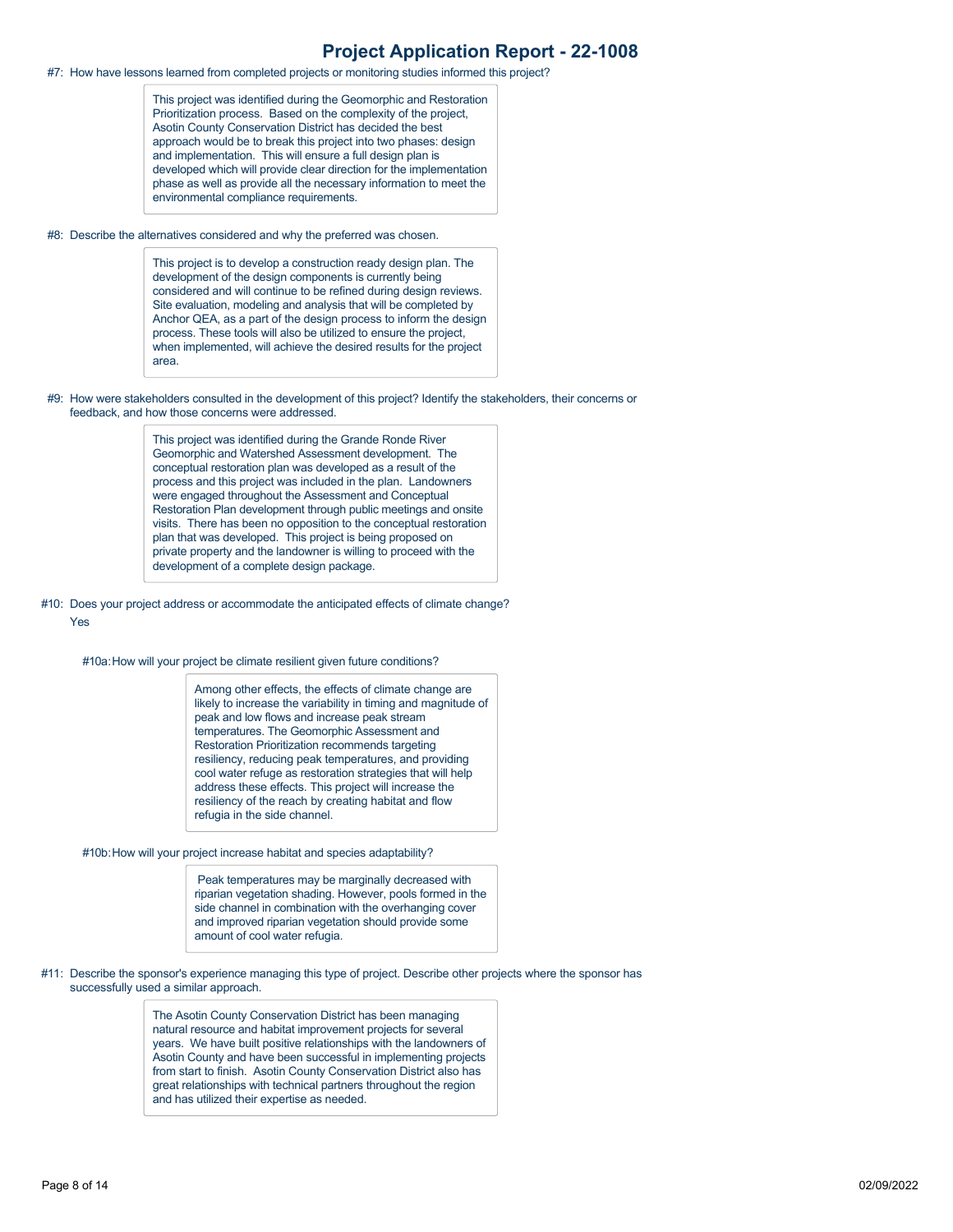#7: How have lessons learned from completed projects or monitoring studies informed this project?

This project was identified during the Geomorphic and Restoration Prioritization process. Based on the complexity of the project, Asotin County Conservation District has decided the best approach would be to break this project into two phases: design and implementation. This will ensure a full design plan is developed which will provide clear direction for the implementation phase as well as provide all the necessary information to meet the environmental compliance requirements.

#8: Describe the alternatives considered and why the preferred was chosen.

This project is to develop a construction ready design plan. The development of the design components is currently being considered and will continue to be refined during design reviews. Site evaluation, modeling and analysis that will be completed by Anchor QEA, as a part of the design process to inform the design process. These tools will also be utilized to ensure the project, when implemented, will achieve the desired results for the project area.

#9: How were stakeholders consulted in the development of this project? Identify the stakeholders, their concerns or feedback, and how those concerns were addressed.

This project was identified during the Grande Ronde River Geomorphic and Watershed Assessment development. The conceptual restoration plan was developed as a result of the process and this project was included in the plan. Landowners were engaged throughout the Assessment and Conceptual Restoration Plan development through public meetings and onsite visits. There has been no opposition to the conceptual restoration plan that was developed. This project is being proposed on private property and the landowner is willing to proceed with the development of a complete design package.

#10: Does your project address or accommodate the anticipated effects of climate change?

Yes

#10a: How will your project be climate resilient given future conditions?

Among other effects, the effects of climate change are likely to increase the variability in timing and magnitude of peak and low flows and increase peak stream temperatures. The Geomorphic Assessment and Restoration Prioritization recommends targeting resiliency, reducing peak temperatures, and providing cool water refuge as restoration strategies that will help address these effects. This project will increase the resiliency of the reach by creating habitat and flow refugia in the side channel.

#10b: How will your project increase habitat and species adaptability?

Peak temperatures may be marginally decreased with riparian vegetation shading. However, pools formed in the side channel in combination with the overhanging cover and improved riparian vegetation should provide some amount of cool water refugia.

#11: Describe the sponsor's experience managing this type of project. Describe other projects where the sponsor has successfully used a similar approach.

The Asotin County Conservation District has been managing natural resource and habitat improvement projects for several years. We have built positive relationships with the landowners of Asotin County and have been successful in implementing projects from start to finish. Asotin County Conservation District also has great relationships with technical partners throughout the region and has utilized their expertise as needed.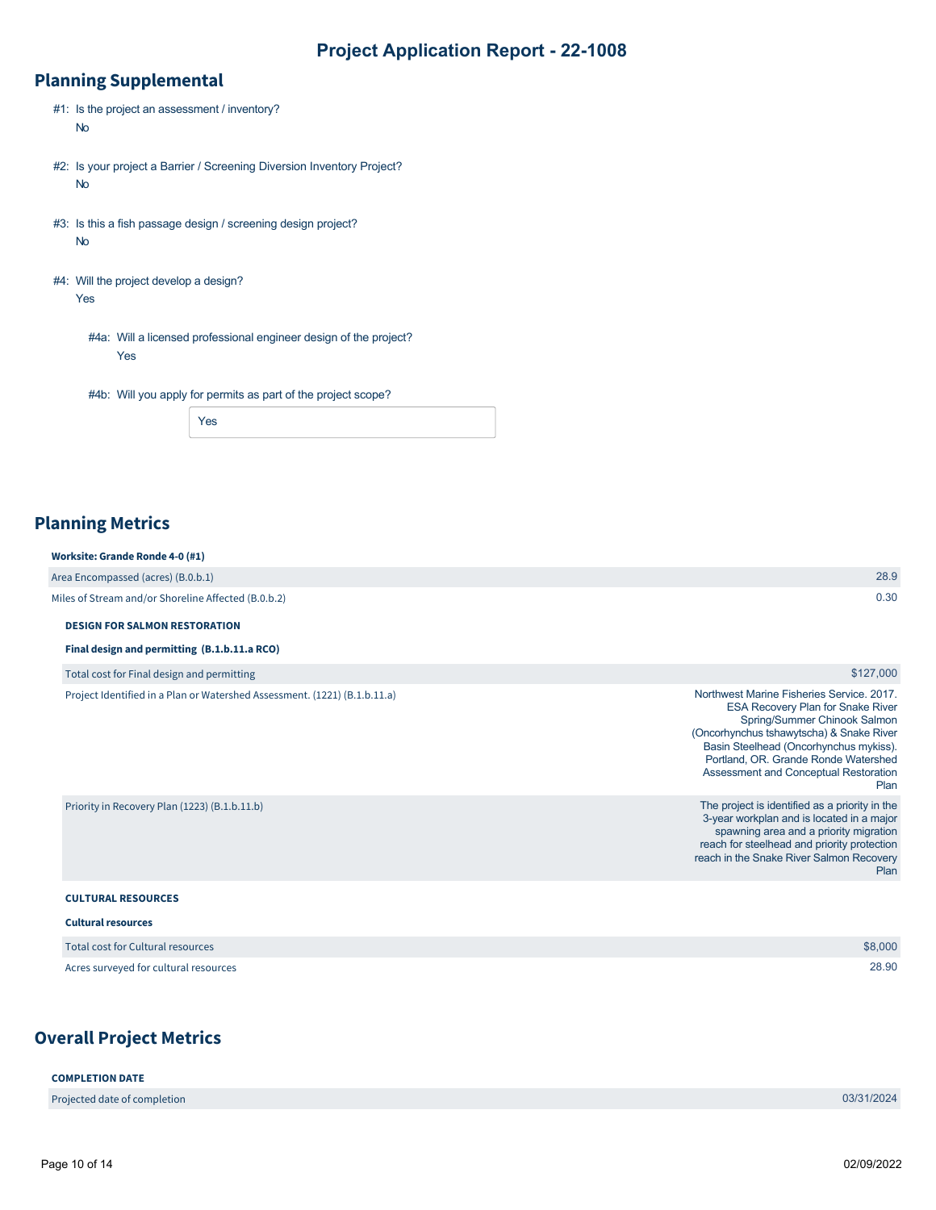# Project Application Report - 22-1008

## Planning Supplemental

#1: Is the project an assessment / inventory?
No

#2: Is your project a Barrier / Screening Diversion Inventory Project?
No

#3: Is this a fish passage design / screening design project?
No

#4: Will the project develop a design?
Yes

#4a: Will a licensed professional engineer design of the project?
Yes

#4b: Will you apply for permits as part of the project scope?
Yes

## Planning Metrics

**Worksite: Grande Ronde 4-0 (#1)**

| | |
|---|---|
| Area Encompassed (acres) (B.0.b.1) | 28.9 |
| Miles of Stream and/or Shoreline Affected (B.0.b.2) | 0.30 |

**DESIGN FOR SALMON RESTORATION**

**Final design and permitting (B.1.b.11.a RCO)**

| | |
|---|---|
| Total cost for Final design and permitting | $127,000 |
| Project Identified in a Plan or Watershed Assessment. (1221) (B.1.b.11.a) | Northwest Marine Fisheries Service. 2017. ESA Recovery Plan for Snake River Spring/Summer Chinook Salmon (Oncorhynchus tshawytscha) & Snake River Basin Steelhead (Oncorhynchus mykiss). Portland, OR. Grande Ronde Watershed Assessment and Conceptual Restoration Plan |
| Priority in Recovery Plan (1223) (B.1.b.11.b) | The project is identified as a priority in the 3-year workplan and is located in a major spawning area and a priority migration reach for steelhead and priority protection reach in the Snake River Salmon Recovery Plan |

**CULTURAL RESOURCES**

**Cultural resources**

| | |
|---|---|
| Total cost for Cultural resources | $8,000 |
| Acres surveyed for cultural resources | 28.90 |

## Overall Project Metrics

**COMPLETION DATE**

| | |
|---|---|
| Projected date of completion | 03/31/2024 |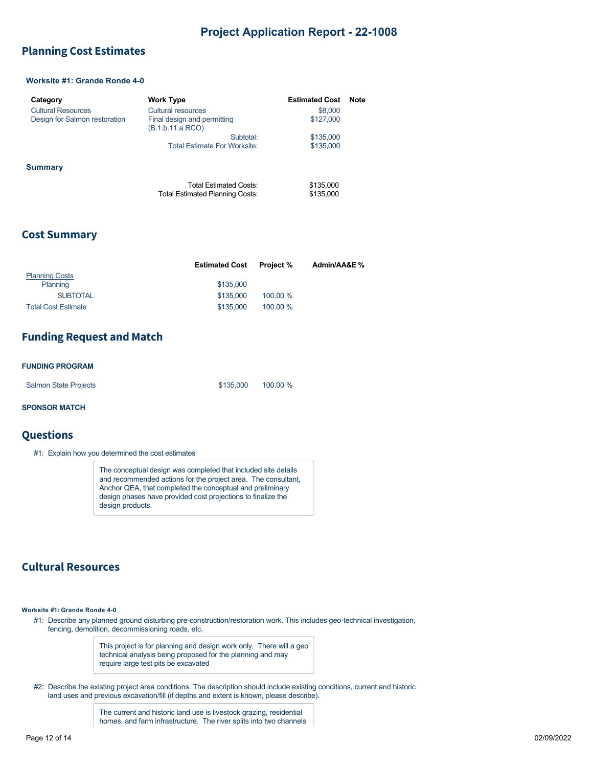## Planning Cost Estimates

### Worksite #1: Grande Ronde 4-0

| Category | Work Type | Estimated Cost | Note |
|---|---|---|---|
| Cultural Resources | Cultural resources | $8,000 | |
| Design for Salmon restoration | Final design and permitting (B.1.b.11.a RCO) | $127,000 | |
| | Subtotal: | $135,000 | |
| | Total Estimate For Worksite: | $135,000 | |

### Summary

| | |
|---|---|
| Total Estimated Costs: | $135,000 |
| Total Estimated Planning Costs: | $135,000 |

## Cost Summary

| | Estimated Cost | Project % | Admin/AA&E % |
|---|---|---|---|
| Planning Costs | | | |
| Planning | $135,000 | | |
| SUBTOTAL | $135,000 | 100.00 % | |
| Total Cost Estimate | $135,000 | 100.00 % | |

## Funding Request and Match

**FUNDING PROGRAM**

| | | |
|---|---|---|
| Salmon State Projects | $135,000 | 100.00 % |

**SPONSOR MATCH**

## Questions

#1: Explain how you determined the cost estimates

> The conceptual design was completed that included site details and recommended actions for the project area. The consultant, Anchor QEA, that completed the conceptual and preliminary design phases have provided cost projections to finalize the design products.

## Cultural Resources

**Worksite #1: Grande Ronde 4-0**

#1: Describe any planned ground disturbing pre-construction/restoration work. This includes geo-technical investigation, fencing, demolition, decommissioning roads, etc.

> This project is for planning and design work only. There will a geo technical analysis being proposed for the planning and may require large test pits be excavated

#2: Describe the existing project area conditions. The description should include existing conditions, current and historic land uses and previous excavation/fill (if depths and extent is known, please describe).

> The current and historic land use is livestock grazing, residential homes, and farm infrastructure. The river splits into two channels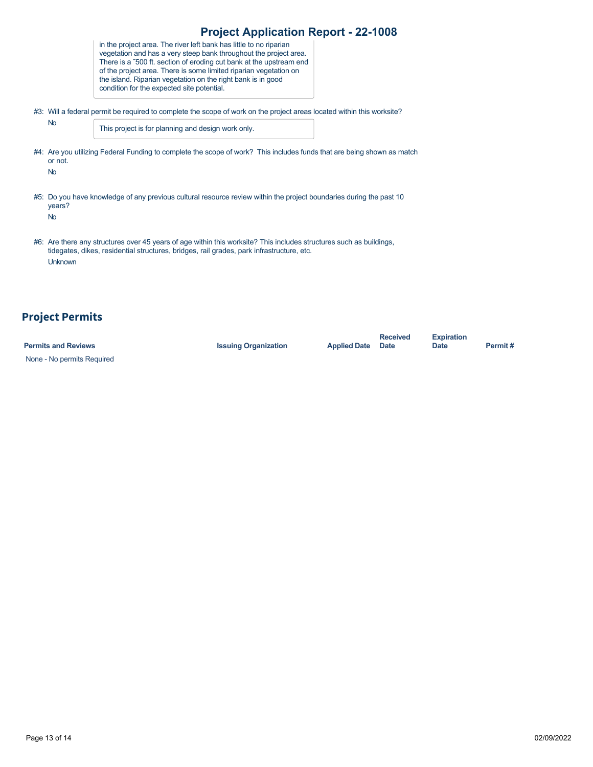in the project area. The river left bank has little to no riparian vegetation and has a very steep bank throughout the project area. There is a ˜500 ft. section of eroding cut bank at the upstream end of the project area. There is some limited riparian vegetation on the island. Riparian vegetation on the right bank is in good condition for the expected site potential.

#3: Will a federal permit be required to complete the scope of work on the project areas located within this worksite?

No

This project is for planning and design work only.

#4: Are you utilizing Federal Funding to complete the scope of work? This includes funds that are being shown as match or not.

No

#5: Do you have knowledge of any previous cultural resource review within the project boundaries during the past 10 years?

No

#6: Are there any structures over 45 years of age within this worksite? This includes structures such as buildings, tidegates, dikes, residential structures, bridges, rail grades, park infrastructure, etc.

Unknown

## Project Permits

| Permits and Reviews | Issuing Organization | Applied Date | Received Date | Expiration Date | Permit # |
|---|---|---|---|---|---|
| None - No permits Required | | | | | |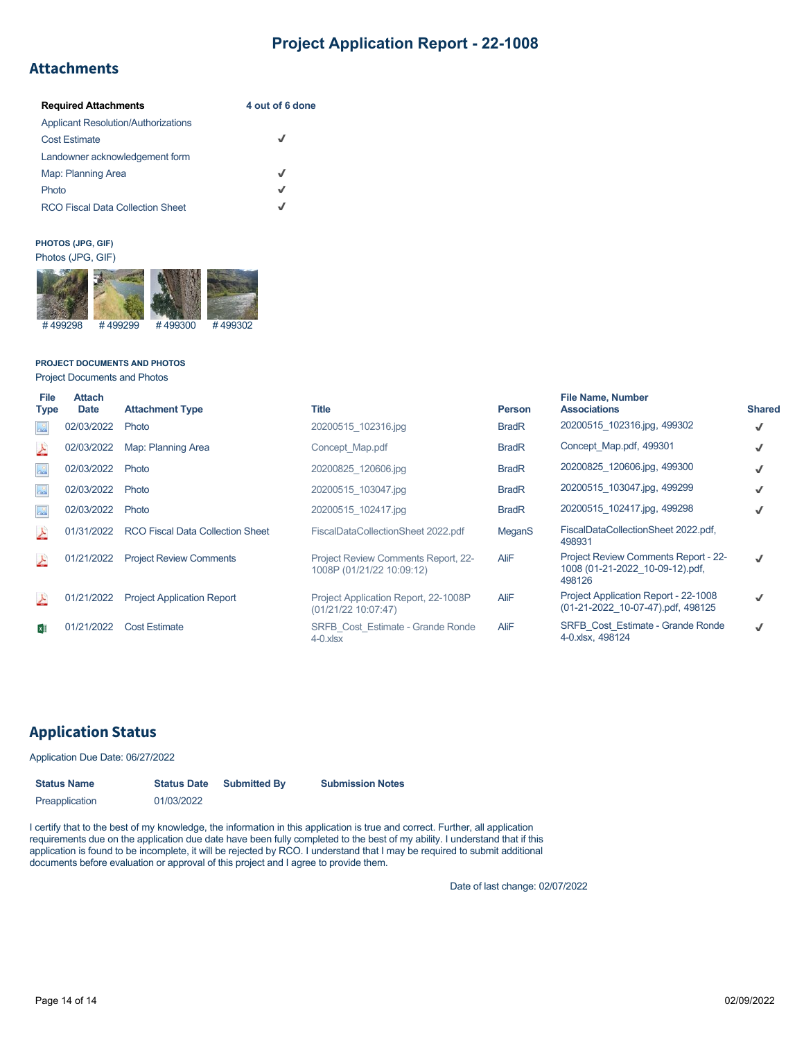# Project Application Report - 22-1008

## Attachments

| Required Attachments | 4 out of 6 done |
|---|---|
| Applicant Resolution/Authorizations | |
| Cost Estimate | ✓ |
| Landowner acknowledgement form | |
| Map: Planning Area | ✓ |
| Photo | ✓ |
| RCO Fiscal Data Collection Sheet | ✓ |

**PHOTOS (JPG, GIF)**

Photos (JPG, GIF)

#499298 #499299 #499300 #499302

**PROJECT DOCUMENTS AND PHOTOS**

Project Documents and Photos

| File Type | Attach Date | Attachment Type | Title | Person | File Name, Number Associations | Shared |
|---|---|---|---|---|---|---|
| | 02/03/2022 | Photo | 20200515_102316.jpg | BradR | 20200515_102316.jpg, 499302 | ✓ |
| | 02/03/2022 | Map: Planning Area | Concept_Map.pdf | BradR | Concept_Map.pdf, 499301 | ✓ |
| | 02/03/2022 | Photo | 20200825_120606.jpg | BradR | 20200825_120606.jpg, 499300 | ✓ |
| | 02/03/2022 | Photo | 20200515_103047.jpg | BradR | 20200515_103047.jpg, 499299 | ✓ |
| | 02/03/2022 | Photo | 20200515_102417.jpg | BradR | 20200515_102417.jpg, 499298 | ✓ |
| | 01/31/2022 | RCO Fiscal Data Collection Sheet | FiscalDataCollectionSheet 2022.pdf | MeganS | FiscalDataCollectionSheet 2022.pdf, 498931 | |
| | 01/21/2022 | Project Review Comments | Project Review Comments Report, 22-1008P (01/21/22 10:09:12) | AliF | Project Review Comments Report - 22-1008 (01-21-2022_10-09-12).pdf, 498126 | ✓ |
| | 01/21/2022 | Project Application Report | Project Application Report, 22-1008P (01/21/22 10:07:47) | AliF | Project Application Report - 22-1008 (01-21-2022_10-07-47).pdf, 498125 | ✓ |
| | 01/21/2022 | Cost Estimate | SRFB_Cost_Estimate - Grande Ronde 4-0.xlsx | AliF | SRFB_Cost_Estimate - Grande Ronde 4-0.xlsx, 498124 | ✓ |

## Application Status

Application Due Date: 06/27/2022

| Status Name | Status Date | Submitted By | Submission Notes |
|---|---|---|---|
| Preapplication | 01/03/2022 | | |

I certify that to the best of my knowledge, the information in this application is true and correct. Further, all application requirements due on the application due date have been fully completed to the best of my ability. I understand that if this application is found to be incomplete, it will be rejected by RCO. I understand that I may be required to submit additional documents before evaluation or approval of this project and I agree to provide them.

Date of last change: 02/07/2022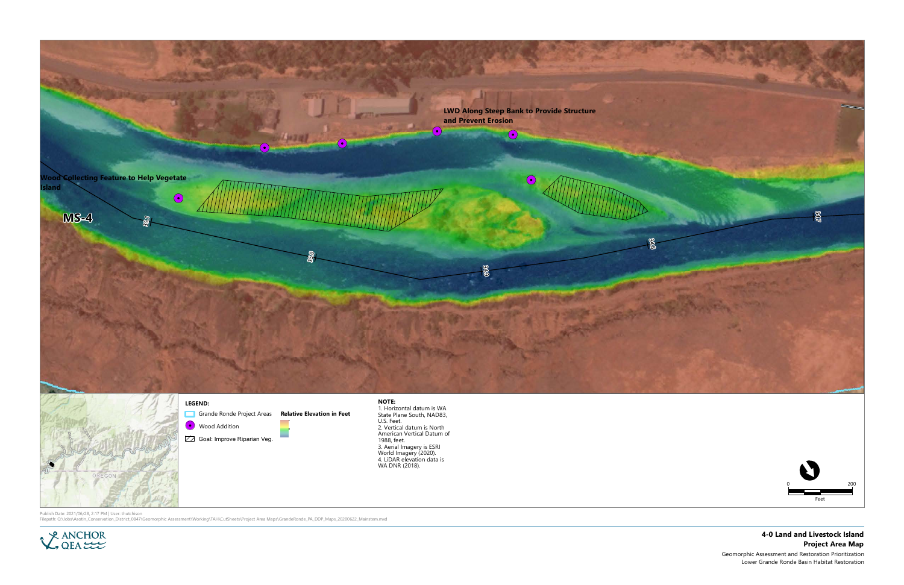LWD Along Steep Bank to Provide Structure and Prevent Erosion

Wood Collecting Feature to Help Vegetate Island

MS-4

35.1

35.0

34.9

34.8

34.7

**LEGEND:**

- Grande Ronde Project Areas
- Wood Addition
- Goal: Improve Riparian Veg.

**Relative Elevation in Feet**

**NOTE:**

1. Horizontal datum is WA State Plane South, NAD83, U.S. Feet.
2. Vertical datum is North American Vertical Datum of 1988, feet.
3. Aerial Imagery is ESRI World Imagery (2020).
4. LiDAR elevation data is WA DNR (2018).

OREGON

0 200

Feet

Publish Date: 2021/06/28, 2:17 PM | User: thutchison
Filepath: Q:\Jobs\Asotin_Conservation_District_0847\Geomorphic Assessment\Working\TAH\CutSheets\Project Area Maps\GrandeRonde_PA_DDP_Maps_20200622_Mainstem.mxd

ANCHOR QEA

**4-0 Land and Livestock Island**
**Project Area Map**

Geomorphic Assessment and Restoration Prioritization
Lower Grande Ronde Basin Habitat Restoration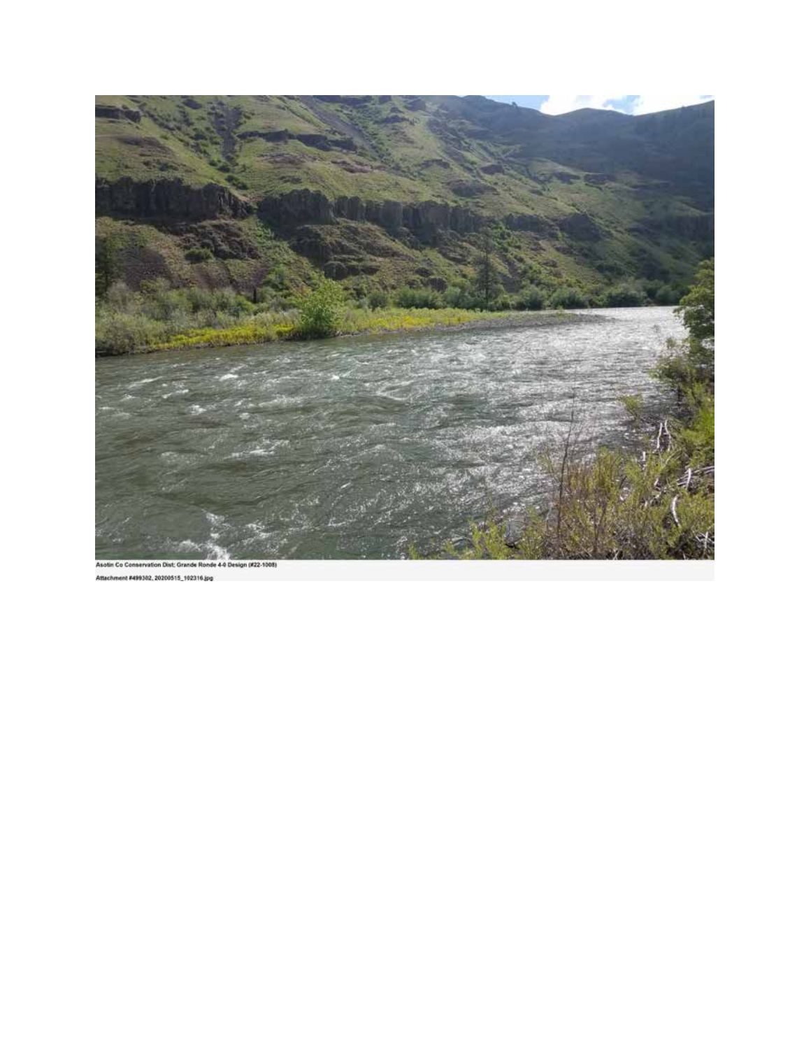Asotin Co Conservation Dist; Grande Ronde 4-0 Design (#22-1008)

Attachment #499302, 20200515_102316.jpg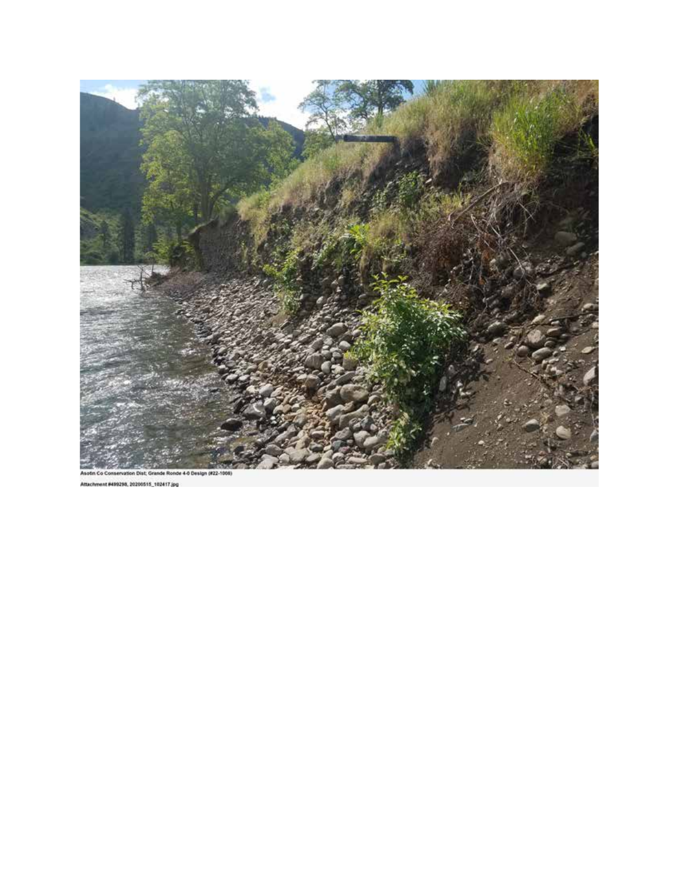Asotin Co Conservation Dist; Grande Ronde 4-0 Design (#22-1008)

Attachment #499298, 20200515_102417.jpg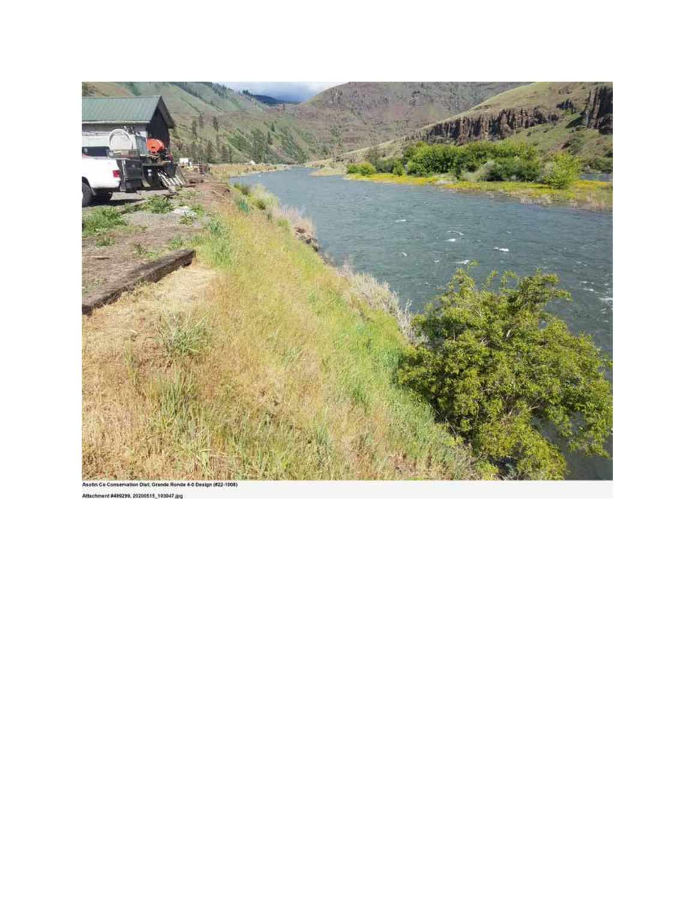Asotin Co Conservation Dist; Grande Ronde 4-0 Design (#22-1008)

Attachment #499299, 20200515_103047.jpg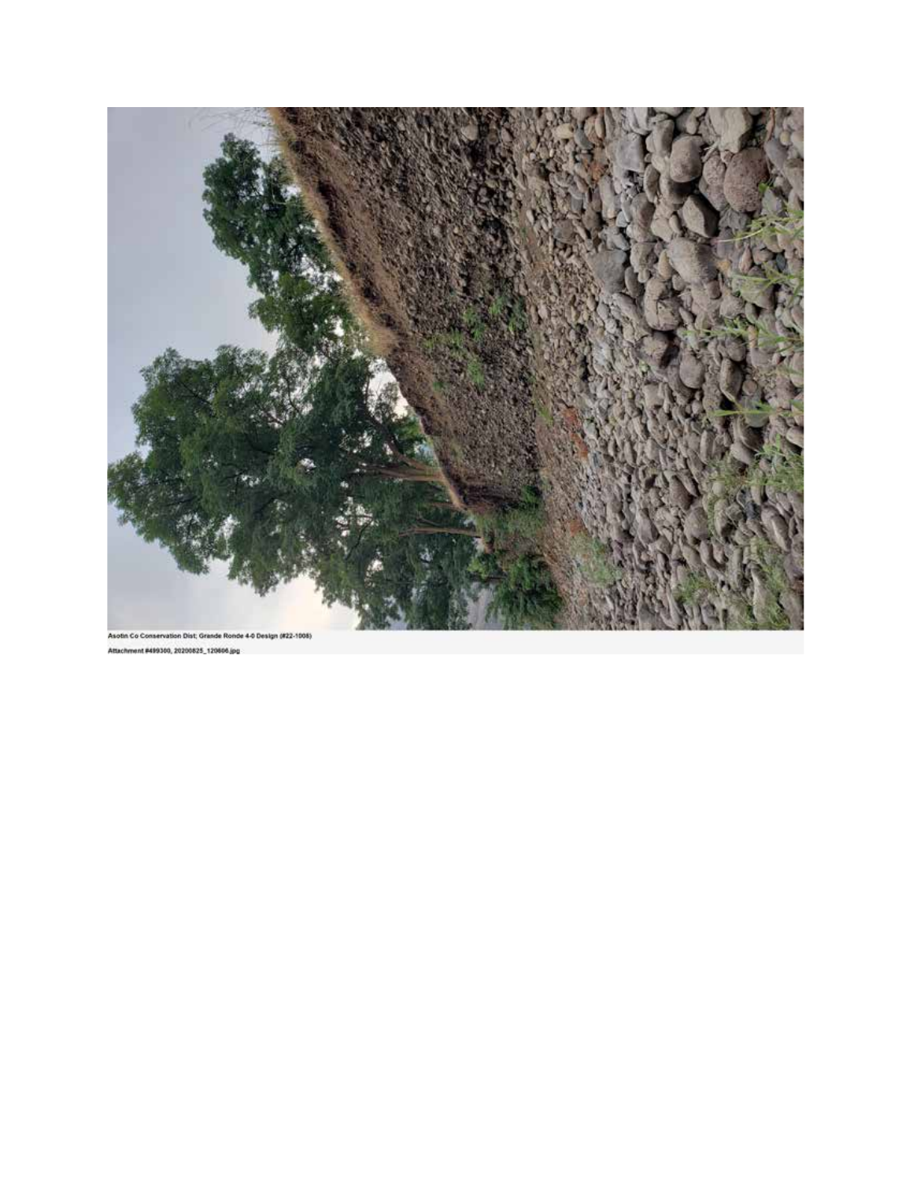Asotin Co Conservation Dist; Grande Ronde 4-0 Design (#22-1008)

Attachment #499300, 20200825_120606.jpg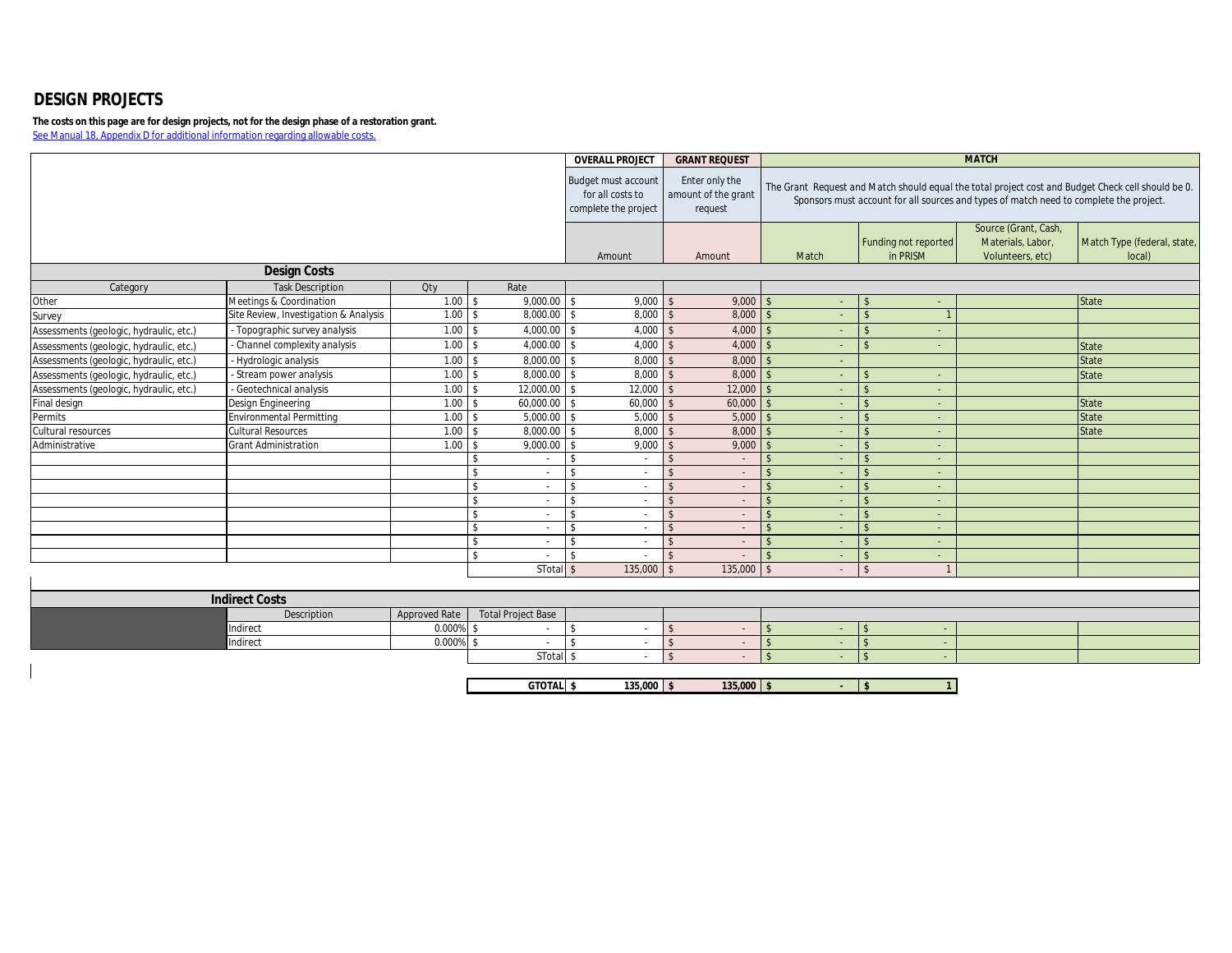## DESIGN PROJECTS

**The costs on this page are for design projects, not for the design phase of a restoration grant.**

See Manual 18, Appendix D for additional information regarding allowable costs.

| | | | | OVERALL PROJECT | GRANT REQUEST | MATCH | | | |
|---|---|---|---|---|---|---|---|---|---|
| | | | | Budget must account for all costs to complete the project | Enter only the amount of the grant request | The Grant Request and Match should equal the total project cost and Budget Check cell should be 0. Sponsors must account for all sources and types of match need to complete the project. | | | |
| | | | | Amount | Amount | Match | Funding not reported in PRISM | Source (Grant, Cash, Materials, Labor, Volunteers, etc) | Match Type (federal, state, local) |
| **Design Costs** | | | | | | | | | |
| Category | Task Description | Qty | Rate | | | | | | |
| Other | Meetings & Coordination | 1.00 | $ 9,000.00 | $ 9,000 | $ 9,000 | $ - | $ - | | State |
| Survey | Site Review, Investigation & Analysis | 1.00 | $ 8,000.00 | $ 8,000 | $ 8,000 | $ - | $ 1 | | |
| Assessments (geologic, hydraulic, etc.) | - Topographic survey analysis | 1.00 | $ 4,000.00 | $ 4,000 | $ 4,000 | $ - | $ - | | |
| Assessments (geologic, hydraulic, etc.) | - Channel complexity analysis | 1.00 | $ 4,000.00 | $ 4,000 | $ 4,000 | $ - | $ - | | State |
| Assessments (geologic, hydraulic, etc.) | - Hydrologic analysis | 1.00 | $ 8,000.00 | $ 8,000 | $ 8,000 | $ - | | | State |
| Assessments (geologic, hydraulic, etc.) | - Stream power analysis | 1.00 | $ 8,000.00 | $ 8,000 | $ 8,000 | $ - | $ - | | State |
| Assessments (geologic, hydraulic, etc.) | - Geotechnical analysis | 1.00 | $ 12,000.00 | $ 12,000 | $ 12,000 | $ - | $ - | | |
| Final design | Design Engineering | 1.00 | $ 60,000.00 | $ 60,000 | $ 60,000 | $ - | $ - | | State |
| Permits | Environmental Permitting | 1.00 | $ 5,000.00 | $ 5,000 | $ 5,000 | $ - | $ - | | State |
| Cultural resources | Cultural Resources | 1.00 | $ 8,000.00 | $ 8,000 | $ 8,000 | $ - | $ - | | State |
| Administrative | Grant Administration | 1.00 | $ 9,000.00 | $ 9,000 | $ 9,000 | $ - | $ - | | |
| | | | $ - | $ - | $ - | $ - | $ - | | |
| | | | $ - | $ - | $ - | $ - | $ - | | |
| | | | $ - | $ - | $ - | $ - | $ - | | |
| | | | $ - | $ - | $ - | $ - | $ - | | |
| | | | $ - | $ - | $ - | $ - | $ - | | |
| | | | $ - | $ - | $ - | $ - | $ - | | |
| | | | $ - | $ - | $ - | $ - | $ - | | |
| | | | $ - | $ - | $ - | $ - | $ - | | |
| | | | STotal | $ 135,000 | $ 135,000 | $ - | $ 1 | | |
| **Indirect Costs** | | | | | | | | | |
| | Description | Approved Rate | Total Project Base | | | | | | |
| | Indirect | 0.000% | $ - | $ - | $ - | $ - | $ - | | |
| | Indirect | 0.000% | $ - | $ - | $ - | $ - | $ - | | |
| | | | STotal | $ - | $ - | $ - | $ - | | |
| | | | **GTOTAL** | **$ 135,000** | **$ 135,000** | **$ -** | **$ 1** | | |